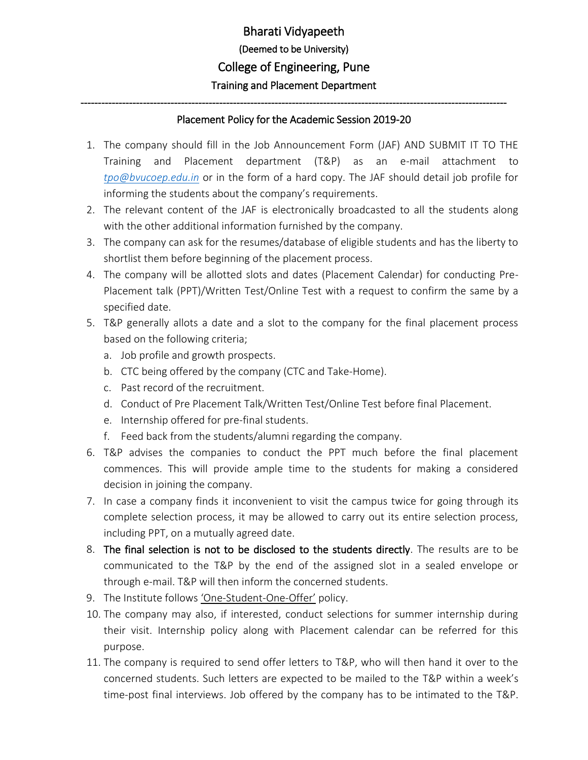# Bharati Vidyapeeth

(Deemed to be University)

## College of Engineering, Pune

### Training and Placement Department

---

### Placement Policy for the Academic Session 2019-20

1. The company should fill in the Job Announcement Form (JAF) AND SUBMIT IT TO THE Training and Placement department (T&P) as an e-mail attachment to *tpo@bvucoep.edu.in* or in the form of a hard copy. The JAF should detail job profile for informing the students about the company's requirements.
2. The relevant content of the JAF is electronically broadcasted to all the students along with the other additional information furnished by the company.
3. The company can ask for the resumes/database of eligible students and has the liberty to shortlist them before beginning of the placement process.
4. The company will be allotted slots and dates (Placement Calendar) for conducting Pre-Placement talk (PPT)/Written Test/Online Test with a request to confirm the same by a specified date.
5. T&P generally allots a date and a slot to the company for the final placement process based on the following criteria;
   a. Job profile and growth prospects.
   b. CTC being offered by the company (CTC and Take-Home).
   c. Past record of the recruitment.
   d. Conduct of Pre Placement Talk/Written Test/Online Test before final Placement.
   e. Internship offered for pre-final students.
   f. Feed back from the students/alumni regarding the company.
6. T&P advises the companies to conduct the PPT much before the final placement commences. This will provide ample time to the students for making a considered decision in joining the company.
7. In case a company finds it inconvenient to visit the campus twice for going through its complete selection process, it may be allowed to carry out its entire selection process, including PPT, on a mutually agreed date.
8. **The final selection is not to be disclosed to the students directly**. The results are to be communicated to the T&P by the end of the assigned slot in a sealed envelope or through e-mail. T&P will then inform the concerned students.
9. The Institute follows 'One-Student-One-Offer' policy.
10. The company may also, if interested, conduct selections for summer internship during their visit. Internship policy along with Placement calendar can be referred for this purpose.
11. The company is required to send offer letters to T&P, who will then hand it over to the concerned students. Such letters are expected to be mailed to the T&P within a week's time-post final interviews. Job offered by the company has to be intimated to the T&P.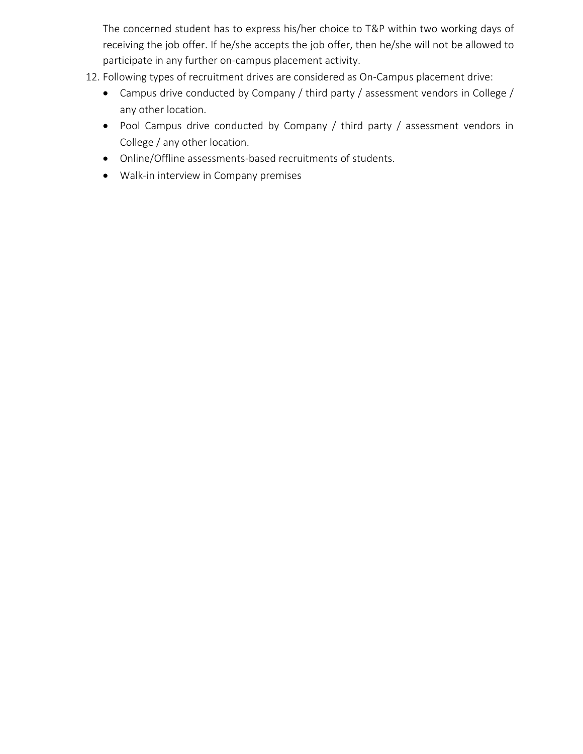The concerned student has to express his/her choice to T&P within two working days of receiving the job offer. If he/she accepts the job offer, then he/she will not be allowed to participate in any further on-campus placement activity.

12. Following types of recruitment drives are considered as On-Campus placement drive:
    - Campus drive conducted by Company / third party / assessment vendors in College / any other location.
    - Pool Campus drive conducted by Company / third party / assessment vendors in College / any other location.
    - Online/Offline assessments-based recruitments of students.
    - Walk-in interview in Company premises